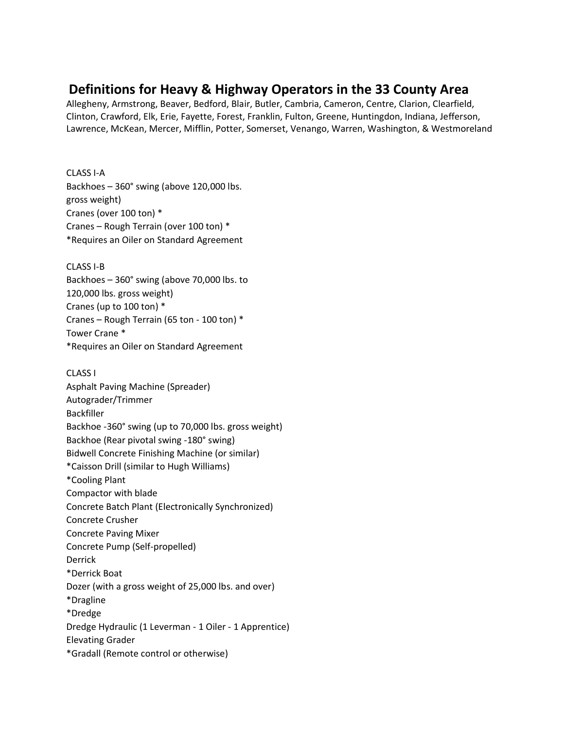# Definitions for Heavy & Highway Operators in the 33 County Area

Allegheny, Armstrong, Beaver, Bedford, Blair, Butler, Cambria, Cameron, Centre, Clarion, Clearfield, Clinton, Crawford, Elk, Erie, Fayette, Forest, Franklin, Fulton, Greene, Huntingdon, Indiana, Jefferson, Lawrence, McKean, Mercer, Mifflin, Potter, Somerset, Venango, Warren, Washington, & Westmoreland

CLASS I-A

Backhoes – 360° swing (above 120,000 lbs. gross weight)
Cranes (over 100 ton) *
Cranes – Rough Terrain (over 100 ton) *
*Requires an Oiler on Standard Agreement

CLASS I-B

Backhoes – 360° swing (above 70,000 lbs. to 120,000 lbs. gross weight)
Cranes (up to 100 ton) *
Cranes – Rough Terrain (65 ton - 100 ton) *
Tower Crane *
*Requires an Oiler on Standard Agreement

CLASS I

Asphalt Paving Machine (Spreader)
Autograder/Trimmer
Backfiller
Backhoe -360° swing (up to 70,000 lbs. gross weight)
Backhoe (Rear pivotal swing -180° swing)
Bidwell Concrete Finishing Machine (or similar)
*Caisson Drill (similar to Hugh Williams)
*Cooling Plant
Compactor with blade
Concrete Batch Plant (Electronically Synchronized)
Concrete Crusher
Concrete Paving Mixer
Concrete Pump (Self-propelled)
Derrick
*Derrick Boat
Dozer (with a gross weight of 25,000 lbs. and over)
*Dragline
*Dredge
Dredge Hydraulic (1 Leverman - 1 Oiler - 1 Apprentice)
Elevating Grader
*Gradall (Remote control or otherwise)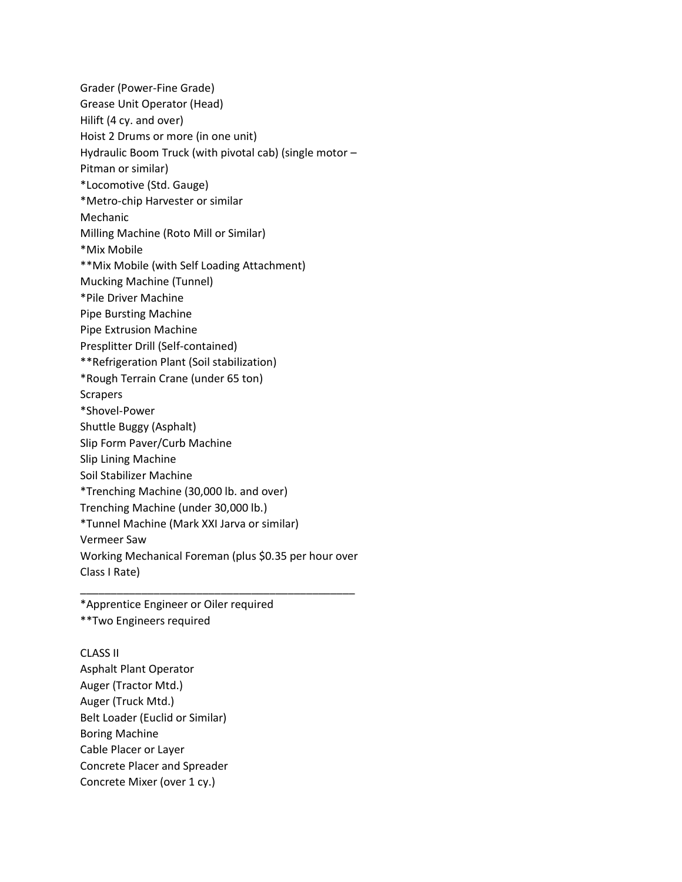Grader (Power-Fine Grade)
Grease Unit Operator (Head)
Hilift (4 cy. and over)
Hoist 2 Drums or more (in one unit)
Hydraulic Boom Truck (with pivotal cab) (single motor – Pitman or similar)
*Locomotive (Std. Gauge)
*Metro-chip Harvester or similar
Mechanic
Milling Machine (Roto Mill or Similar)
*Mix Mobile
**Mix Mobile (with Self Loading Attachment)
Mucking Machine (Tunnel)
*Pile Driver Machine
Pipe Bursting Machine
Pipe Extrusion Machine
Presplitter Drill (Self-contained)
**Refrigeration Plant (Soil stabilization)
*Rough Terrain Crane (under 65 ton)
Scrapers
*Shovel-Power
Shuttle Buggy (Asphalt)
Slip Form Paver/Curb Machine
Slip Lining Machine
Soil Stabilizer Machine
*Trenching Machine (30,000 lb. and over)
Trenching Machine (under 30,000 lb.)
*Tunnel Machine (Mark XXI Jarva or similar)
Vermeer Saw
Working Mechanical Foreman (plus $0.35 per hour over Class I Rate)

---

*Apprentice Engineer or Oiler required
**Two Engineers required

CLASS II
Asphalt Plant Operator
Auger (Tractor Mtd.)
Auger (Truck Mtd.)
Belt Loader (Euclid or Similar)
Boring Machine
Cable Placer or Layer
Concrete Placer and Spreader
Concrete Mixer (over 1 cy.)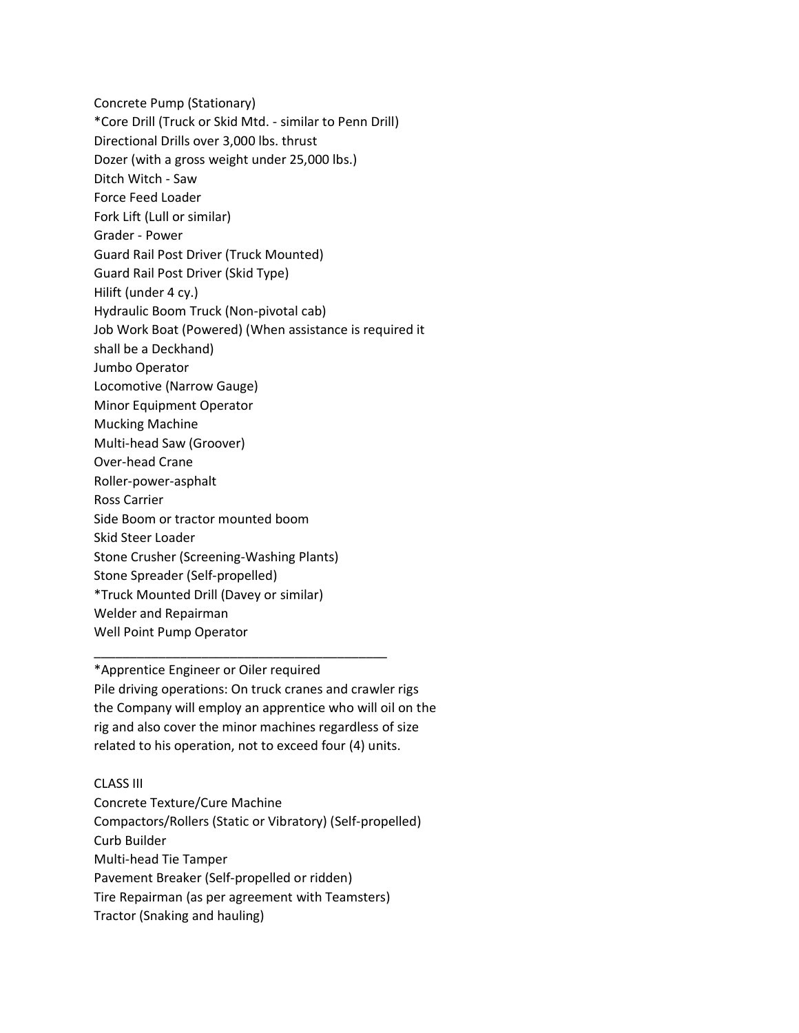Concrete Pump (Stationary)
*Core Drill (Truck or Skid Mtd. - similar to Penn Drill)
Directional Drills over 3,000 lbs. thrust
Dozer (with a gross weight under 25,000 lbs.)
Ditch Witch - Saw
Force Feed Loader
Fork Lift (Lull or similar)
Grader - Power
Guard Rail Post Driver (Truck Mounted)
Guard Rail Post Driver (Skid Type)
Hilift (under 4 cy.)
Hydraulic Boom Truck (Non-pivotal cab)
Job Work Boat (Powered) (When assistance is required it shall be a Deckhand)
Jumbo Operator
Locomotive (Narrow Gauge)
Minor Equipment Operator
Mucking Machine
Multi-head Saw (Groover)
Over-head Crane
Roller-power-asphalt
Ross Carrier
Side Boom or tractor mounted boom
Skid Steer Loader
Stone Crusher (Screening-Washing Plants)
Stone Spreader (Self-propelled)
*Truck Mounted Drill (Davey or similar)
Welder and Repairman
Well Point Pump Operator

---

*Apprentice Engineer or Oiler required
Pile driving operations: On truck cranes and crawler rigs the Company will employ an apprentice who will oil on the rig and also cover the minor machines regardless of size related to his operation, not to exceed four (4) units.

CLASS III
Concrete Texture/Cure Machine
Compactors/Rollers (Static or Vibratory) (Self-propelled)
Curb Builder
Multi-head Tie Tamper
Pavement Breaker (Self-propelled or ridden)
Tire Repairman (as per agreement with Teamsters)
Tractor (Snaking and hauling)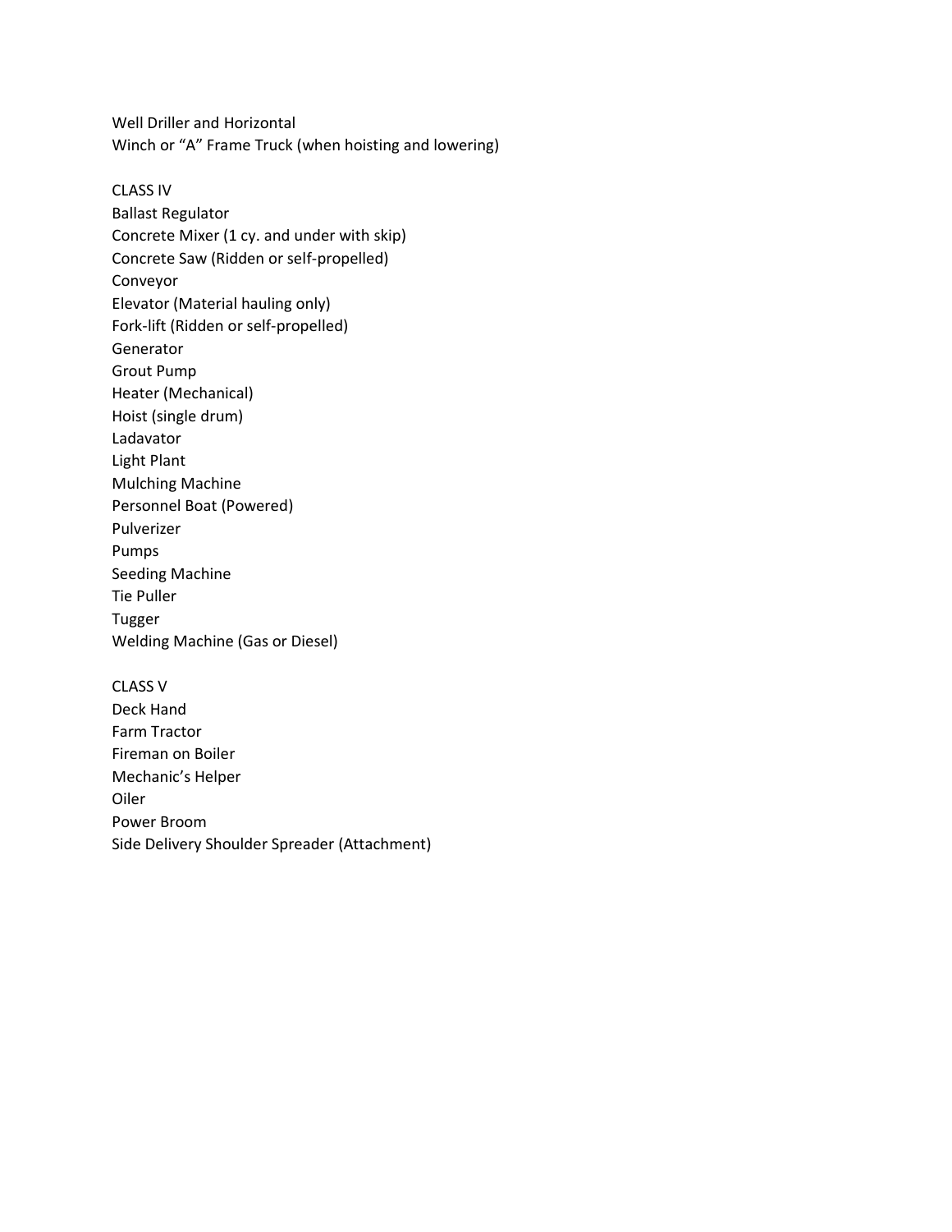Well Driller and Horizontal
Winch or "A" Frame Truck (when hoisting and lowering)

CLASS IV
Ballast Regulator
Concrete Mixer (1 cy. and under with skip)
Concrete Saw (Ridden or self-propelled)
Conveyor
Elevator (Material hauling only)
Fork-lift (Ridden or self-propelled)
Generator
Grout Pump
Heater (Mechanical)
Hoist (single drum)
Ladavator
Light Plant
Mulching Machine
Personnel Boat (Powered)
Pulverizer
Pumps
Seeding Machine
Tie Puller
Tugger
Welding Machine (Gas or Diesel)

CLASS V
Deck Hand
Farm Tractor
Fireman on Boiler
Mechanic's Helper
Oiler
Power Broom
Side Delivery Shoulder Spreader (Attachment)